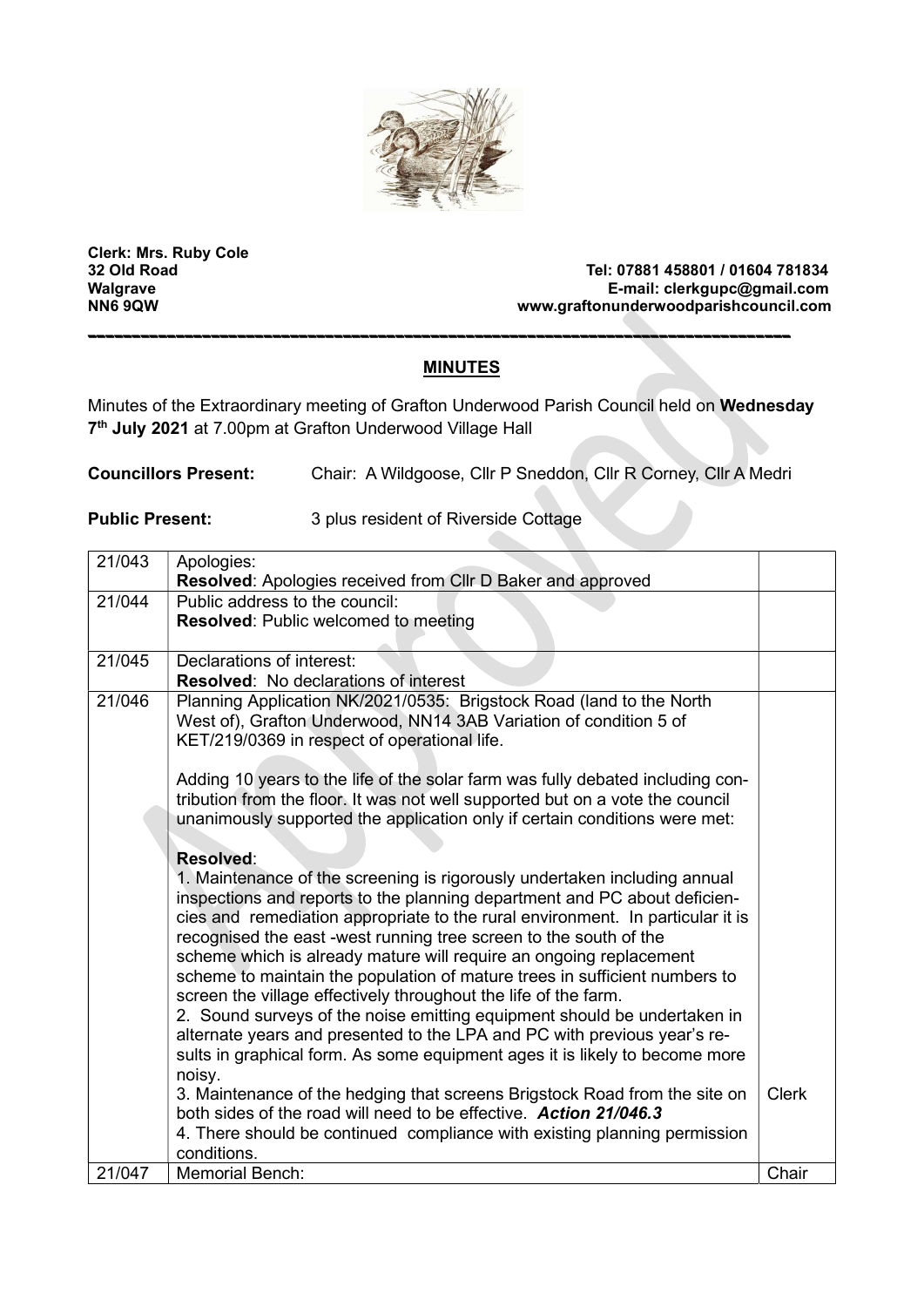**Clerk: Mrs. Ruby Cole**
**32 Old Road**
**Walgrave**
**NN6 9QW**

**Tel: 07881 458801 / 01604 781834**
**E-mail: clerkgupc@gmail.com**
**www.graftonunderwoodparishcouncil.com**

---

## MINUTES

Minutes of the Extraordinary meeting of Grafton Underwood Parish Council held on **Wednesday 7th July 2021** at 7.00pm at Grafton Underwood Village Hall

**Councillors Present:** Chair: A Wildgoose, Cllr P Sneddon, Cllr R Corney, Cllr A Medri

**Public Present:** 3 plus resident of Riverside Cottage

| | | |
|---|---|---|
| 21/043 | Apologies:<br>**Resolved**: Apologies received from Cllr D Baker and approved | |
| 21/044 | Public address to the council:<br>**Resolved**: Public welcomed to meeting | |
| 21/045 | Declarations of interest:<br>**Resolved**: No declarations of interest | |
| 21/046 | Planning Application NK/2021/0535: Brigstock Road (land to the North West of), Grafton Underwood, NN14 3AB Variation of condition 5 of KET/219/0369 in respect of operational life.<br><br>Adding 10 years to the life of the solar farm was fully debated including contribution from the floor. It was not well supported but on a vote the council unanimously supported the application only if certain conditions were met:<br><br>**Resolved**:<br>1. Maintenance of the screening is rigorously undertaken including annual inspections and reports to the planning department and PC about deficiencies and remediation appropriate to the rural environment. In particular it is recognised the east -west running tree screen to the south of the scheme which is already mature will require an ongoing replacement scheme to maintain the population of mature trees in sufficient numbers to screen the village effectively throughout the life of the farm.<br>2. Sound surveys of the noise emitting equipment should be undertaken in alternate years and presented to the LPA and PC with previous year's results in graphical form. As some equipment ages it is likely to become more noisy.<br>3. Maintenance of the hedging that screens Brigstock Road from the site on both sides of the road will need to be effective. ***Action 21/046.3***<br>4. There should be continued compliance with existing planning permission conditions. | Clerk |
| 21/047 | Memorial Bench: | Chair |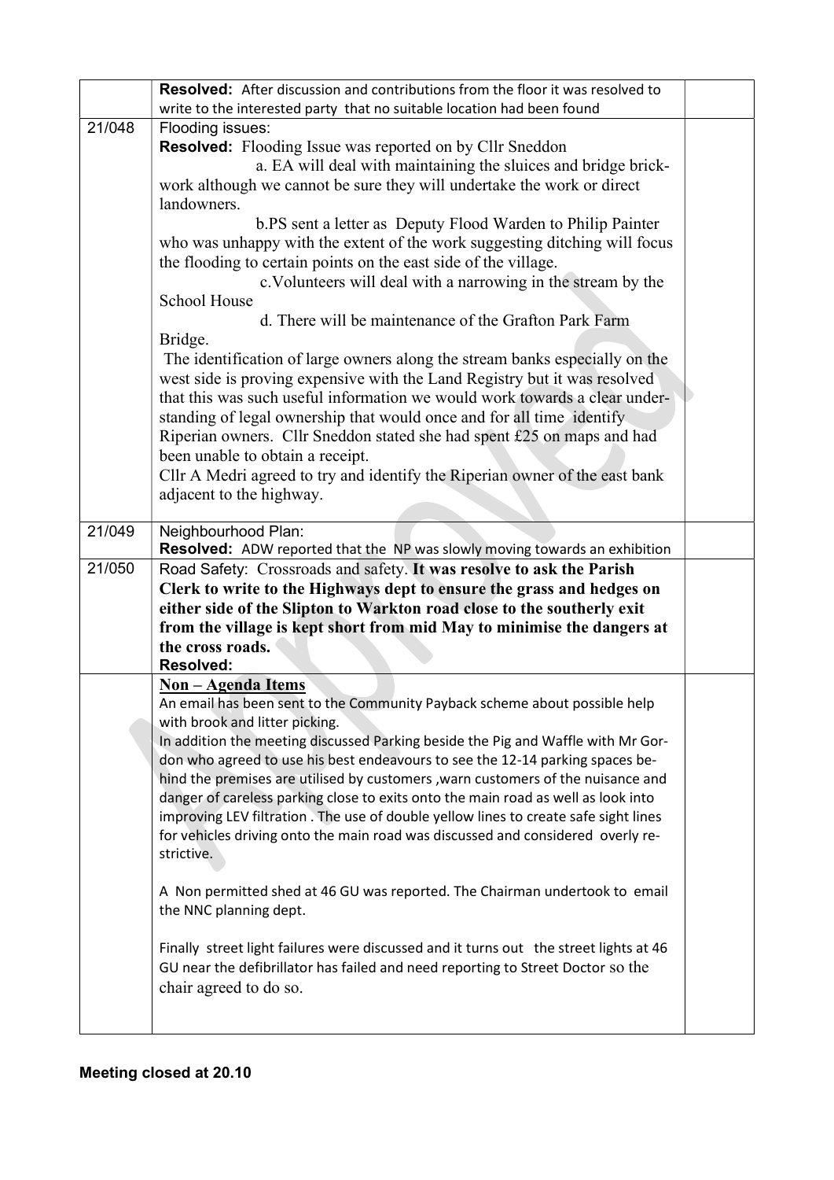| | | |
|---|---|---|
| | **Resolved:** After discussion and contributions from the floor it was resolved to write to the interested party that no suitable location had been found | |
| 21/048 | Flooding issues:<br>**Resolved:** Flooding Issue was reported on by Cllr Sneddon<br>a. EA will deal with maintaining the sluices and bridge brick-work although we cannot be sure they will undertake the work or direct landowners.<br>b.PS sent a letter as Deputy Flood Warden to Philip Painter who was unhappy with the extent of the work suggesting ditching will focus the flooding to certain points on the east side of the village.<br>c.Volunteers will deal with a narrowing in the stream by the School House<br>d. There will be maintenance of the Grafton Park Farm Bridge.<br>The identification of large owners along the stream banks especially on the west side is proving expensive with the Land Registry but it was resolved that this was such useful information we would work towards a clear under-standing of legal ownership that would once and for all time identify Riperian owners. Cllr Sneddon stated she had spent £25 on maps and had been unable to obtain a receipt.<br>Cllr A Medri agreed to try and identify the Riperian owner of the east bank adjacent to the highway. | |
| 21/049 | Neighbourhood Plan:<br>**Resolved:** ADW reported that the NP was slowly moving towards an exhibition | |
| 21/050 | Road Safety: Crossroads and safety. **It was resolve to ask the Parish Clerk to write to the Highways dept to ensure the grass and hedges on either side of the Slipton to Warkton road close to the southerly exit from the village is kept short from mid May to minimise the dangers at the cross roads.**<br>**Resolved:** | |
| | **Non – Agenda Items**<br>An email has been sent to the Community Payback scheme about possible help with brook and litter picking.<br>In addition the meeting discussed Parking beside the Pig and Waffle with Mr Gor-don who agreed to use his best endeavours to see the 12-14 parking spaces be-hind the premises are utilised by customers ,warn customers of the nuisance and danger of careless parking close to exits onto the main road as well as look into improving LEV filtration . The use of double yellow lines to create safe sight lines for vehicles driving onto the main road was discussed and considered overly re-strictive.<br><br>A Non permitted shed at 46 GU was reported. The Chairman undertook to email the NNC planning dept.<br><br>Finally street light failures were discussed and it turns out the street lights at 46 GU near the defibrillator has failed and need reporting to Street Doctor so the chair agreed to do so. | |

**Meeting closed at 20.10**